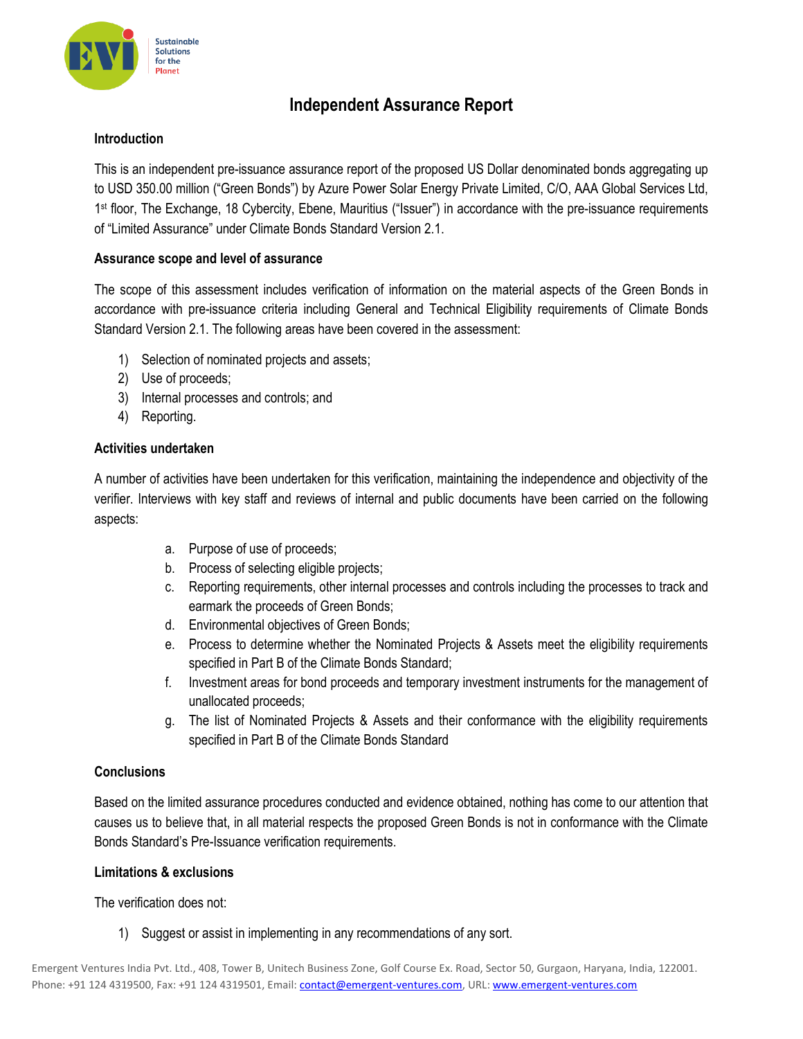# Independent Assurance Report

## Introduction

This is an independent pre-issuance assurance report of the proposed US Dollar denominated bonds aggregating up to USD 350.00 million ("Green Bonds") by Azure Power Solar Energy Private Limited, C/O, AAA Global Services Ltd, 1st floor, The Exchange, 18 Cybercity, Ebene, Mauritius ("Issuer") in accordance with the pre-issuance requirements of "Limited Assurance" under Climate Bonds Standard Version 2.1.

## Assurance scope and level of assurance

The scope of this assessment includes verification of information on the material aspects of the Green Bonds in accordance with pre-issuance criteria including General and Technical Eligibility requirements of Climate Bonds Standard Version 2.1. The following areas have been covered in the assessment:

1) Selection of nominated projects and assets;
2) Use of proceeds;
3) Internal processes and controls; and
4) Reporting.

## Activities undertaken

A number of activities have been undertaken for this verification, maintaining the independence and objectivity of the verifier. Interviews with key staff and reviews of internal and public documents have been carried on the following aspects:

a. Purpose of use of proceeds;
b. Process of selecting eligible projects;
c. Reporting requirements, other internal processes and controls including the processes to track and earmark the proceeds of Green Bonds;
d. Environmental objectives of Green Bonds;
e. Process to determine whether the Nominated Projects & Assets meet the eligibility requirements specified in Part B of the Climate Bonds Standard;
f. Investment areas for bond proceeds and temporary investment instruments for the management of unallocated proceeds;
g. The list of Nominated Projects & Assets and their conformance with the eligibility requirements specified in Part B of the Climate Bonds Standard

## Conclusions

Based on the limited assurance procedures conducted and evidence obtained, nothing has come to our attention that causes us to believe that, in all material respects the proposed Green Bonds is not in conformance with the Climate Bonds Standard's Pre-Issuance verification requirements.

## Limitations & exclusions

The verification does not:

1) Suggest or assist in implementing in any recommendations of any sort.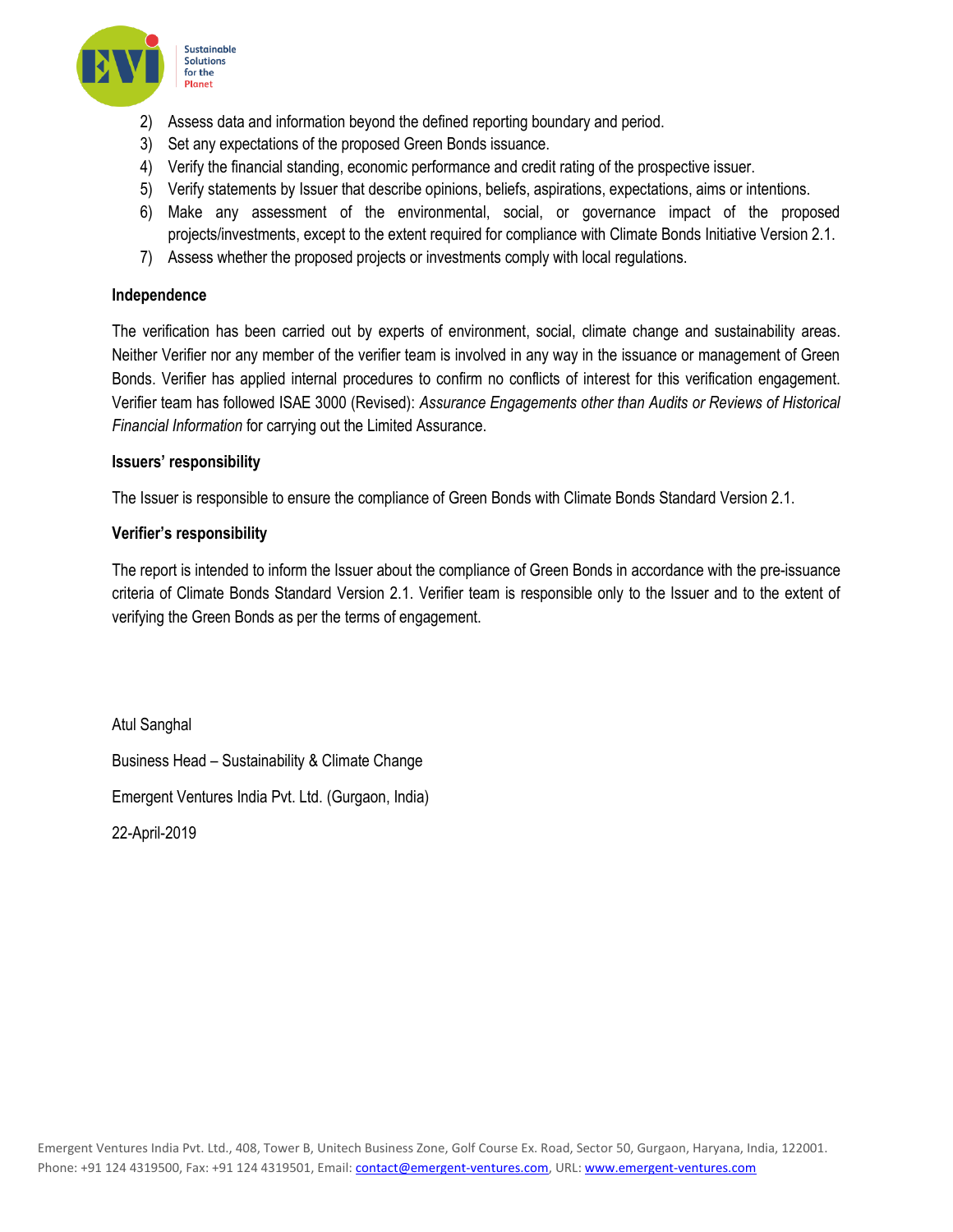2) Assess data and information beyond the defined reporting boundary and period.
3) Set any expectations of the proposed Green Bonds issuance.
4) Verify the financial standing, economic performance and credit rating of the prospective issuer.
5) Verify statements by Issuer that describe opinions, beliefs, aspirations, expectations, aims or intentions.
6) Make any assessment of the environmental, social, or governance impact of the proposed projects/investments, except to the extent required for compliance with Climate Bonds Initiative Version 2.1.
7) Assess whether the proposed projects or investments comply with local regulations.

**Independence**

The verification has been carried out by experts of environment, social, climate change and sustainability areas. Neither Verifier nor any member of the verifier team is involved in any way in the issuance or management of Green Bonds. Verifier has applied internal procedures to confirm no conflicts of interest for this verification engagement. Verifier team has followed ISAE 3000 (Revised): *Assurance Engagements other than Audits or Reviews of Historical Financial Information* for carrying out the Limited Assurance.

**Issuers' responsibility**

The Issuer is responsible to ensure the compliance of Green Bonds with Climate Bonds Standard Version 2.1.

**Verifier's responsibility**

The report is intended to inform the Issuer about the compliance of Green Bonds in accordance with the pre-issuance criteria of Climate Bonds Standard Version 2.1. Verifier team is responsible only to the Issuer and to the extent of verifying the Green Bonds as per the terms of engagement.

Atul Sanghal

Business Head – Sustainability & Climate Change

Emergent Ventures India Pvt. Ltd. (Gurgaon, India)

22-April-2019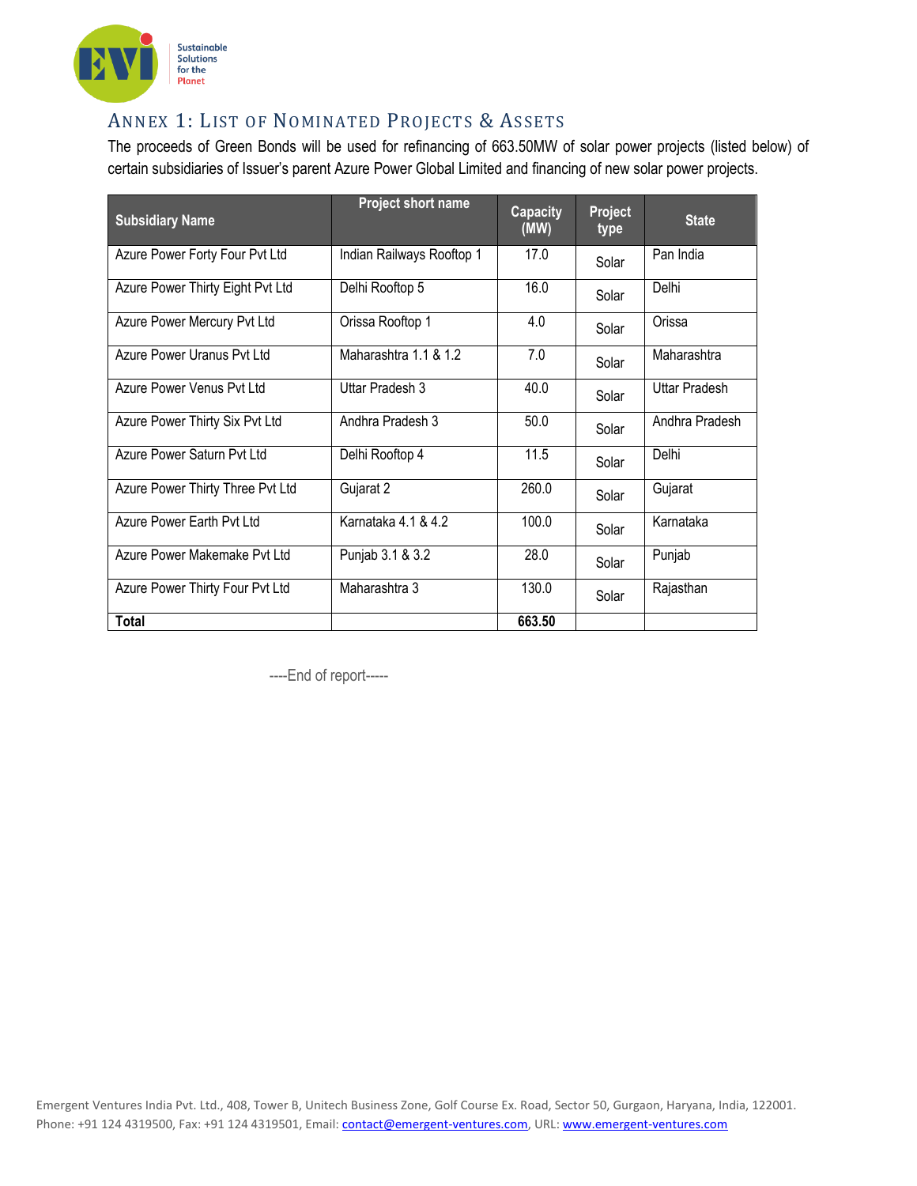## Annex 1: List of Nominated Projects & Assets

The proceeds of Green Bonds will be used for refinancing of 663.50MW of solar power projects (listed below) of certain subsidiaries of Issuer's parent Azure Power Global Limited and financing of new solar power projects.

| Subsidiary Name | Project short name | Capacity (MW) | Project type | State |
|---|---|---|---|---|
| Azure Power Forty Four Pvt Ltd | Indian Railways Rooftop 1 | 17.0 | Solar | Pan India |
| Azure Power Thirty Eight Pvt Ltd | Delhi Rooftop 5 | 16.0 | Solar | Delhi |
| Azure Power Mercury Pvt Ltd | Orissa Rooftop 1 | 4.0 | Solar | Orissa |
| Azure Power Uranus Pvt Ltd | Maharashtra 1.1 & 1.2 | 7.0 | Solar | Maharashtra |
| Azure Power Venus Pvt Ltd | Uttar Pradesh 3 | 40.0 | Solar | Uttar Pradesh |
| Azure Power Thirty Six Pvt Ltd | Andhra Pradesh 3 | 50.0 | Solar | Andhra Pradesh |
| Azure Power Saturn Pvt Ltd | Delhi Rooftop 4 | 11.5 | Solar | Delhi |
| Azure Power Thirty Three Pvt Ltd | Gujarat 2 | 260.0 | Solar | Gujarat |
| Azure Power Earth Pvt Ltd | Karnataka 4.1 & 4.2 | 100.0 | Solar | Karnataka |
| Azure Power Makemake Pvt Ltd | Punjab 3.1 & 3.2 | 28.0 | Solar | Punjab |
| Azure Power Thirty Four Pvt Ltd | Maharashtra 3 | 130.0 | Solar | Rajasthan |
| **Total** | | **663.50** | | |

----End of report-----